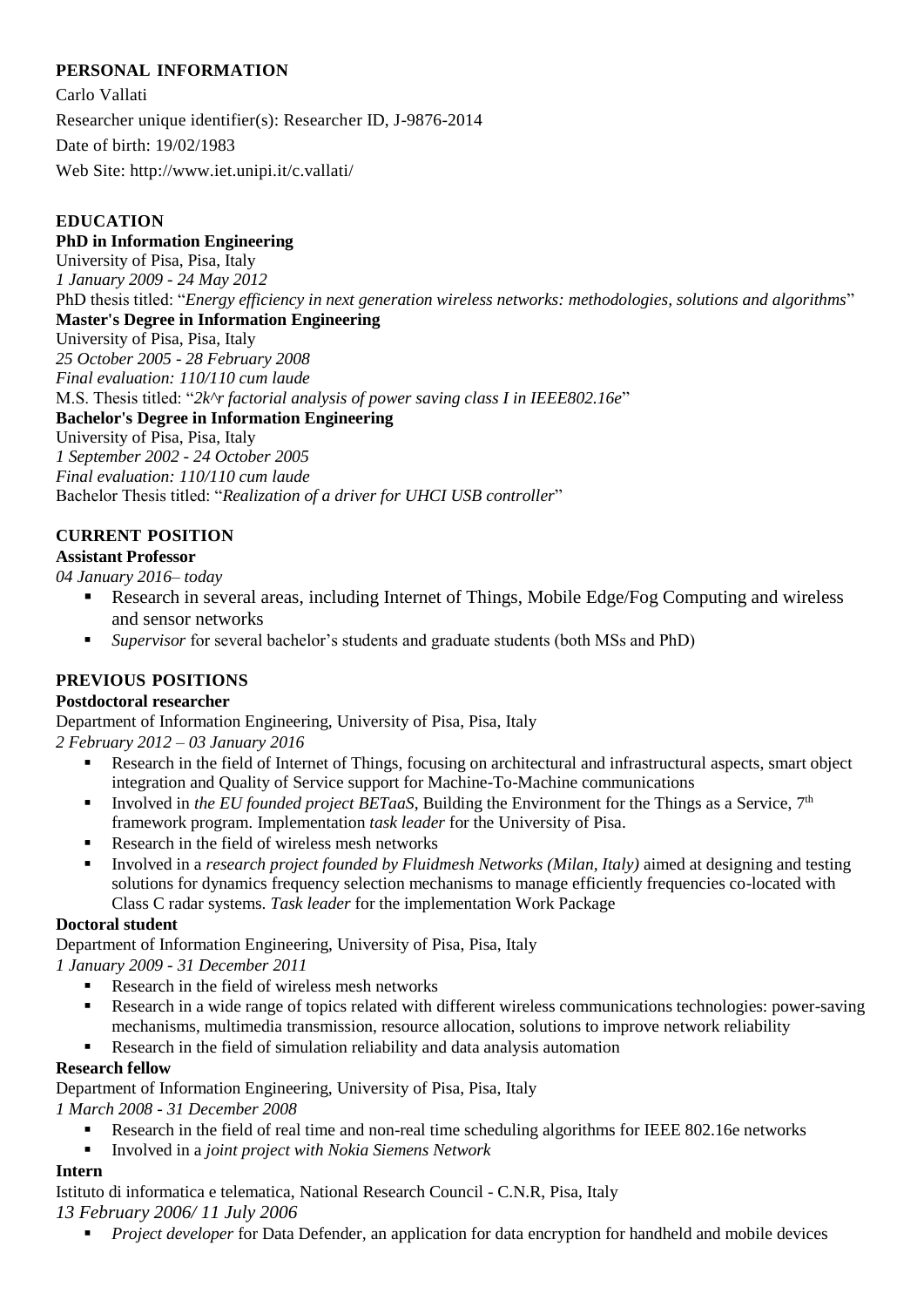## PERSONAL INFORMATION

Carlo Vallati

Researcher unique identifier(s): Researcher ID, J-9876-2014

Date of birth: 19/02/1983

Web Site: http://www.iet.unipi.it/c.vallati/

## EDUCATION

**PhD in Information Engineering**
University of Pisa, Pisa, Italy
*1 January 2009 - 24 May 2012*
PhD thesis titled: "*Energy efficiency in next generation wireless networks: methodologies, solutions and algorithms*"

**Master's Degree in Information Engineering**
University of Pisa, Pisa, Italy
*25 October 2005 - 28 February 2008*
*Final evaluation: 110/110 cum laude*
M.S. Thesis titled: "*2k^r factorial analysis of power saving class I in IEEE802.16e*"

**Bachelor's Degree in Information Engineering**
University of Pisa, Pisa, Italy
*1 September 2002 - 24 October 2005*
*Final evaluation: 110/110 cum laude*
Bachelor Thesis titled: "*Realization of a driver for UHCI USB controller*"

## CURRENT POSITION

**Assistant Professor**
*04 January 2016– today*

- Research in several areas, including Internet of Things, Mobile Edge/Fog Computing and wireless and sensor networks
- *Supervisor* for several bachelor's students and graduate students (both MSs and PhD)

## PREVIOUS POSITIONS

**Postdoctoral researcher**
Department of Information Engineering, University of Pisa, Pisa, Italy
*2 February 2012 – 03 January 2016*

- Research in the field of Internet of Things, focusing on architectural and infrastructural aspects, smart object integration and Quality of Service support for Machine-To-Machine communications
- Involved in *the EU founded project BETaaS*, Building the Environment for the Things as a Service, 7th framework program. Implementation *task leader* for the University of Pisa.
- Research in the field of wireless mesh networks
- Involved in a *research project founded by Fluidmesh Networks (Milan, Italy)* aimed at designing and testing solutions for dynamics frequency selection mechanisms to manage efficiently frequencies co-located with Class C radar systems. *Task leader* for the implementation Work Package

**Doctoral student**
Department of Information Engineering, University of Pisa, Pisa, Italy
*1 January 2009 - 31 December 2011*

- Research in the field of wireless mesh networks
- Research in a wide range of topics related with different wireless communications technologies: power-saving mechanisms, multimedia transmission, resource allocation, solutions to improve network reliability
- Research in the field of simulation reliability and data analysis automation

**Research fellow**
Department of Information Engineering, University of Pisa, Pisa, Italy
*1 March 2008 - 31 December 2008*

- Research in the field of real time and non-real time scheduling algorithms for IEEE 802.16e networks
- Involved in a *joint project with Nokia Siemens Network*

**Intern**
Istituto di informatica e telematica, National Research Council - C.N.R, Pisa, Italy
*13 February 2006/ 11 July 2006*

- *Project developer* for Data Defender, an application for data encryption for handheld and mobile devices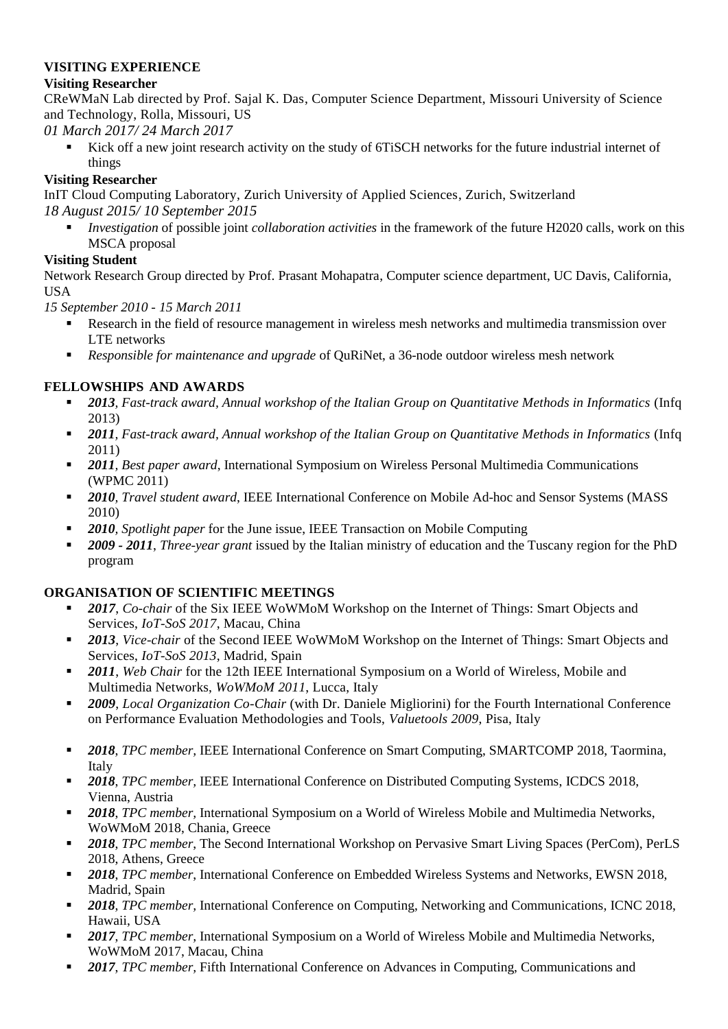## VISITING EXPERIENCE

**Visiting Researcher**

CReWMaN Lab directed by Prof. Sajal K. Das, Computer Science Department, Missouri University of Science and Technology, Rolla, Missouri, US

*01 March 2017/ 24 March 2017*

- Kick off a new joint research activity on the study of 6TiSCH networks for the future industrial internet of things

**Visiting Researcher**

InIT Cloud Computing Laboratory, Zurich University of Applied Sciences, Zurich, Switzerland

*18 August 2015/ 10 September 2015*

- *Investigation* of possible joint *collaboration activities* in the framework of the future H2020 calls, work on this MSCA proposal

**Visiting Student**

Network Research Group directed by Prof. Prasant Mohapatra, Computer science department, UC Davis, California, USA

*15 September 2010 - 15 March 2011*

- Research in the field of resource management in wireless mesh networks and multimedia transmission over LTE networks
- *Responsible for maintenance and upgrade* of QuRiNet, a 36-node outdoor wireless mesh network

## FELLOWSHIPS AND AWARDS

- ***2013****, Fast-track award, Annual workshop of the Italian Group on Quantitative Methods in Informatics* (Infq 2013)
- ***2011****, Fast-track award, Annual workshop of the Italian Group on Quantitative Methods in Informatics* (Infq 2011)
- ***2011****, Best paper award*, International Symposium on Wireless Personal Multimedia Communications (WPMC 2011)
- ***2010****, Travel student award*, IEEE International Conference on Mobile Ad-hoc and Sensor Systems (MASS 2010)
- ***2010****, Spotlight paper* for the June issue, IEEE Transaction on Mobile Computing
- ***2009 - 2011****, Three-year grant* issued by the Italian ministry of education and the Tuscany region for the PhD program

## ORGANISATION OF SCIENTIFIC MEETINGS

- ***2017***, *Co-chair* of the Six IEEE WoWMoM Workshop on the Internet of Things: Smart Objects and Services, *IoT-SoS 2017*, Macau, China
- ***2013***, *Vice-chair* of the Second IEEE WoWMoM Workshop on the Internet of Things: Smart Objects and Services, *IoT-SoS 2013*, Madrid, Spain
- ***2011***, *Web Chair* for the 12th IEEE International Symposium on a World of Wireless, Mobile and Multimedia Networks, *WoWMoM 2011*, Lucca, Italy
- ***2009***, *Local Organization Co-Chair* (with Dr. Daniele Migliorini) for the Fourth International Conference on Performance Evaluation Methodologies and Tools, *Valuetools 2009*, Pisa, Italy

- ***2018***, *TPC member*, IEEE International Conference on Smart Computing, SMARTCOMP 2018, Taormina, Italy
- ***2018***, *TPC member*, IEEE International Conference on Distributed Computing Systems, ICDCS 2018, Vienna, Austria
- ***2018***, *TPC member*, International Symposium on a World of Wireless Mobile and Multimedia Networks, WoWMoM 2018, Chania, Greece
- ***2018***, *TPC member*, The Second International Workshop on Pervasive Smart Living Spaces (PerCom), PerLS 2018, Athens, Greece
- ***2018***, *TPC member*, International Conference on Embedded Wireless Systems and Networks, EWSN 2018, Madrid, Spain
- ***2018***, *TPC member*, International Conference on Computing, Networking and Communications, ICNC 2018, Hawaii, USA
- ***2017***, *TPC member*, International Symposium on a World of Wireless Mobile and Multimedia Networks, WoWMoM 2017, Macau, China
- ***2017***, *TPC member*, Fifth International Conference on Advances in Computing, Communications and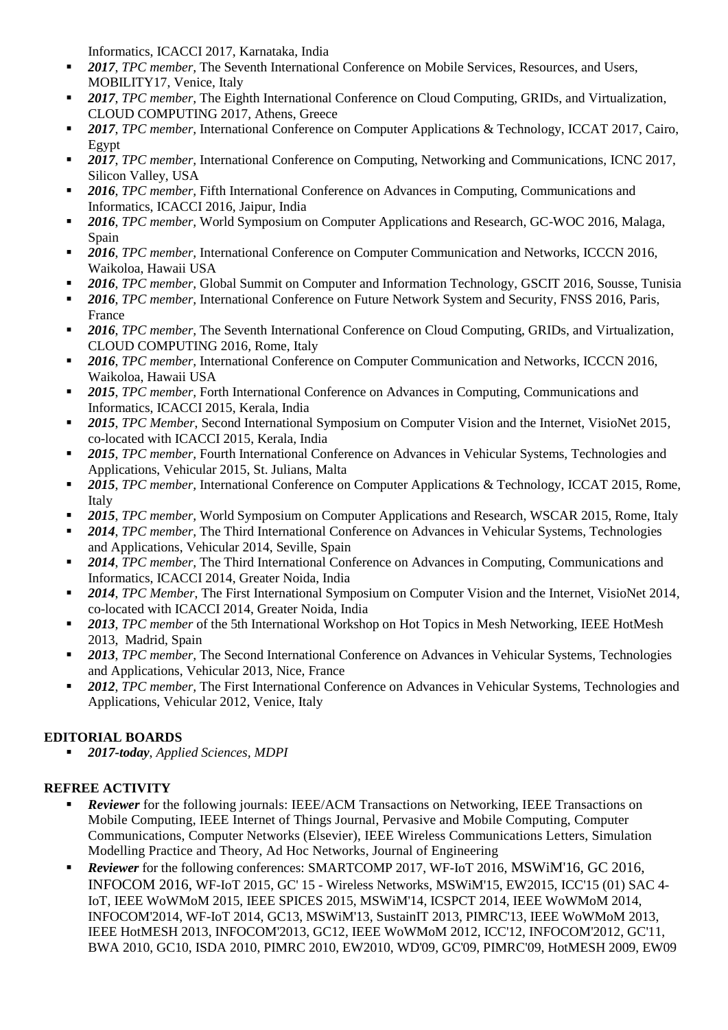Informatics, ICACCI 2017, Karnataka, India

- ***2017***, *TPC member*, The Seventh International Conference on Mobile Services, Resources, and Users, MOBILITY17, Venice, Italy
- ***2017***, *TPC member*, The Eighth International Conference on Cloud Computing, GRIDs, and Virtualization, CLOUD COMPUTING 2017, Athens, Greece
- ***2017***, *TPC member*, International Conference on Computer Applications & Technology, ICCAT 2017, Cairo, Egypt
- ***2017***, *TPC member*, International Conference on Computing, Networking and Communications, ICNC 2017, Silicon Valley, USA
- ***2016***, *TPC member*, Fifth International Conference on Advances in Computing, Communications and Informatics, ICACCI 2016, Jaipur, India
- ***2016***, *TPC member*, World Symposium on Computer Applications and Research, GC-WOC 2016, Malaga, Spain
- ***2016***, *TPC member*, International Conference on Computer Communication and Networks, ICCCN 2016, Waikoloa, Hawaii USA
- ***2016***, *TPC member*, Global Summit on Computer and Information Technology, GSCIT 2016, Sousse, Tunisia
- ***2016***, *TPC member*, International Conference on Future Network System and Security, FNSS 2016, Paris, France
- ***2016***, *TPC member*, The Seventh International Conference on Cloud Computing, GRIDs, and Virtualization, CLOUD COMPUTING 2016, Rome, Italy
- ***2016***, *TPC member*, International Conference on Computer Communication and Networks, ICCCN 2016, Waikoloa, Hawaii USA
- ***2015***, *TPC member*, Forth International Conference on Advances in Computing, Communications and Informatics, ICACCI 2015, Kerala, India
- ***2015***, *TPC Member*, Second International Symposium on Computer Vision and the Internet, VisioNet 2015, co-located with ICACCI 2015, Kerala, India
- ***2015***, *TPC member*, Fourth International Conference on Advances in Vehicular Systems, Technologies and Applications, Vehicular 2015, St. Julians, Malta
- ***2015***, *TPC member*, International Conference on Computer Applications & Technology, ICCAT 2015, Rome, Italy
- ***2015***, *TPC member*, World Symposium on Computer Applications and Research, WSCAR 2015, Rome, Italy
- ***2014***, *TPC member*, The Third International Conference on Advances in Vehicular Systems, Technologies and Applications, Vehicular 2014, Seville, Spain
- ***2014***, *TPC member*, The Third International Conference on Advances in Computing, Communications and Informatics, ICACCI 2014, Greater Noida, India
- ***2014***, *TPC Member*, The First International Symposium on Computer Vision and the Internet, VisioNet 2014, co-located with ICACCI 2014, Greater Noida, India
- ***2013***, *TPC member* of the 5th International Workshop on Hot Topics in Mesh Networking, IEEE HotMesh 2013, Madrid, Spain
- ***2013***, *TPC member*, The Second International Conference on Advances in Vehicular Systems, Technologies and Applications, Vehicular 2013, Nice, France
- ***2012***, *TPC member*, The First International Conference on Advances in Vehicular Systems, Technologies and Applications, Vehicular 2012, Venice, Italy

**EDITORIAL BOARDS**

- ***2017-today***, *Applied Sciences, MDPI*

**REFREE ACTIVITY**

- ***Reviewer*** for the following journals: IEEE/ACM Transactions on Networking, IEEE Transactions on Mobile Computing, IEEE Internet of Things Journal, Pervasive and Mobile Computing, Computer Communications, Computer Networks (Elsevier), IEEE Wireless Communications Letters, Simulation Modelling Practice and Theory, Ad Hoc Networks, Journal of Engineering
- ***Reviewer*** for the following conferences: SMARTCOMP 2017, WF-IoT 2016, MSWiM'16, GC 2016, INFOCOM 2016, WF-IoT 2015, GC' 15 - Wireless Networks, MSWiM'15, EW2015, ICC'15 (01) SAC 4-IoT, IEEE WoWMoM 2015, IEEE SPICES 2015, MSWiM'14, ICSPCT 2014, IEEE WoWMoM 2014, INFOCOM'2014, WF-IoT 2014, GC13, MSWiM'13, SustainIT 2013, PIMRC'13, IEEE WoWMoM 2013, IEEE HotMESH 2013, INFOCOM'2013, GC12, IEEE WoWMoM 2012, ICC'12, INFOCOM'2012, GC'11, BWA 2010, GC10, ISDA 2010, PIMRC 2010, EW2010, WD'09, GC'09, PIMRC'09, HotMESH 2009, EW09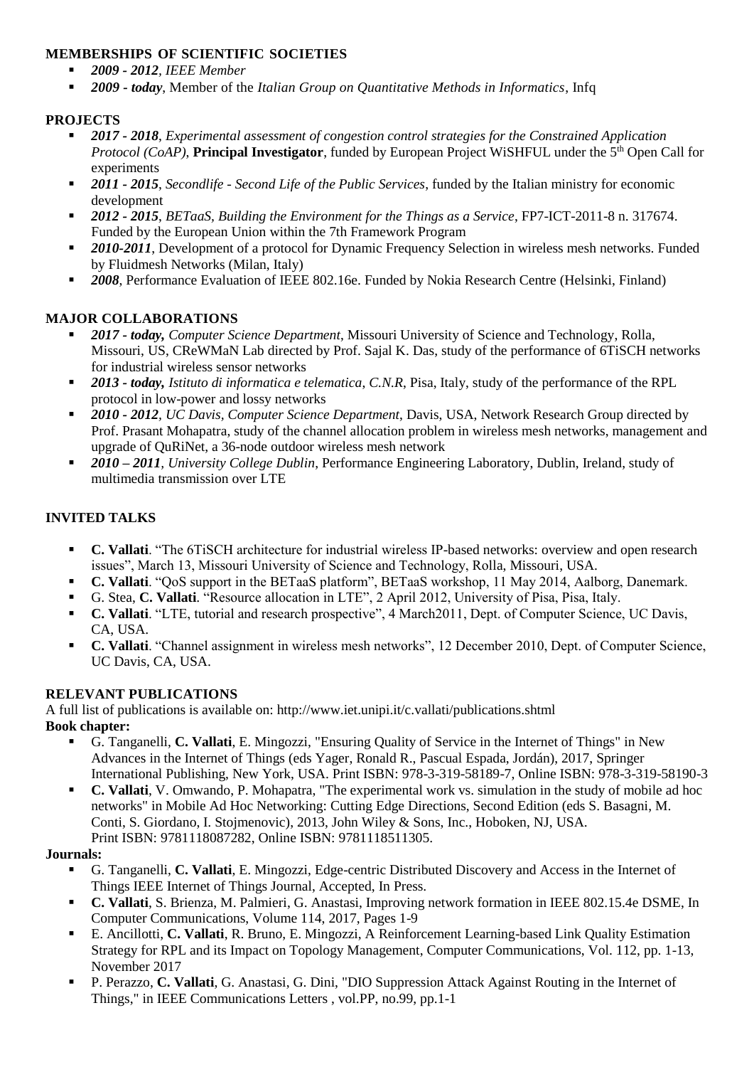## MEMBERSHIPS OF SCIENTIFIC SOCIETIES

- ***2009 - 2012**, IEEE Member*
- ***2009 - today***, Member of the *Italian Group on Quantitative Methods in Informatics*, Infq

## PROJECTS

- ***2017 - 2018**, Experimental assessment of congestion control strategies for the Constrained Application Protocol (CoAP)*, **Principal Investigator**, funded by European Project WiSHFUL under the 5th Open Call for experiments
- ***2011 - 2015**, Secondlife - Second Life of the Public Services*, funded by the Italian ministry for economic development
- ***2012 - 2015**, BETaaS, Building the Environment for the Things as a Service*, FP7-ICT-2011-8 n. 317674. Funded by the European Union within the 7th Framework Program
- ***2010-2011***, Development of a protocol for Dynamic Frequency Selection in wireless mesh networks. Funded by Fluidmesh Networks (Milan, Italy)
- ***2008***, Performance Evaluation of IEEE 802.16e. Funded by Nokia Research Centre (Helsinki, Finland)

## MAJOR COLLABORATIONS

- ***2017 - today,** Computer Science Department*, Missouri University of Science and Technology, Rolla, Missouri, US, CReWMaN Lab directed by Prof. Sajal K. Das, study of the performance of 6TiSCH networks for industrial wireless sensor networks
- ***2013 - today,** Istituto di informatica e telematica, C.N.R*, Pisa, Italy, study of the performance of the RPL protocol in low-power and lossy networks
- ***2010 - 2012**, UC Davis, Computer Science Department*, Davis, USA, Network Research Group directed by Prof. Prasant Mohapatra, study of the channel allocation problem in wireless mesh networks, management and upgrade of QuRiNet, a 36-node outdoor wireless mesh network
- ***2010 – 2011**, University College Dublin*, Performance Engineering Laboratory, Dublin, Ireland, study of multimedia transmission over LTE

## INVITED TALKS

- **C. Vallati**. "The 6TiSCH architecture for industrial wireless IP-based networks: overview and open research issues", March 13, Missouri University of Science and Technology, Rolla, Missouri, USA.
- **C. Vallati**. "QoS support in the BETaaS platform", BETaaS workshop, 11 May 2014, Aalborg, Danemark.
- G. Stea, **C. Vallati**. "Resource allocation in LTE", 2 April 2012, University of Pisa, Pisa, Italy.
- **C. Vallati**. "LTE, tutorial and research prospective", 4 March2011, Dept. of Computer Science, UC Davis, CA, USA.
- **C. Vallati**. "Channel assignment in wireless mesh networks", 12 December 2010, Dept. of Computer Science, UC Davis, CA, USA.

## RELEVANT PUBLICATIONS

A full list of publications is available on: http://www.iet.unipi.it/c.vallati/publications.shtml

**Book chapter:**

- G. Tanganelli, **C. Vallati**, E. Mingozzi, "Ensuring Quality of Service in the Internet of Things" in New Advances in the Internet of Things (eds Yager, Ronald R., Pascual Espada, Jordán), 2017, Springer International Publishing, New York, USA. Print ISBN: 978-3-319-58189-7, Online ISBN: 978-3-319-58190-3
- **C. Vallati**, V. Omwando, P. Mohapatra, "The experimental work vs. simulation in the study of mobile ad hoc networks" in Mobile Ad Hoc Networking: Cutting Edge Directions, Second Edition (eds S. Basagni, M. Conti, S. Giordano, I. Stojmenovic), 2013, John Wiley & Sons, Inc., Hoboken, NJ, USA. Print ISBN: 9781118087282, Online ISBN: 9781118511305.

**Journals:**

- G. Tanganelli, **C. Vallati**, E. Mingozzi, Edge-centric Distributed Discovery and Access in the Internet of Things IEEE Internet of Things Journal, Accepted, In Press.
- **C. Vallati**, S. Brienza, M. Palmieri, G. Anastasi, Improving network formation in IEEE 802.15.4e DSME, In Computer Communications, Volume 114, 2017, Pages 1-9
- E. Ancillotti, **C. Vallati**, R. Bruno, E. Mingozzi, A Reinforcement Learning-based Link Quality Estimation Strategy for RPL and its Impact on Topology Management, Computer Communications, Vol. 112, pp. 1-13, November 2017
- P. Perazzo, **C. Vallati**, G. Anastasi, G. Dini, "DIO Suppression Attack Against Routing in the Internet of Things," in IEEE Communications Letters , vol.PP, no.99, pp.1-1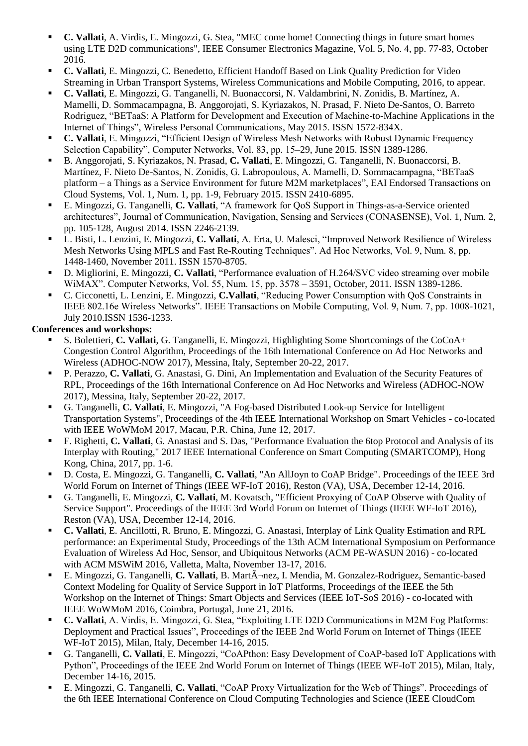- **C. Vallati**, A. Virdis, E. Mingozzi, G. Stea, "MEC come home! Connecting things in future smart homes using LTE D2D communications", IEEE Consumer Electronics Magazine, Vol. 5, No. 4, pp. 77-83, October 2016.
- **C. Vallati**, E. Mingozzi, C. Benedetto, Efficient Handoff Based on Link Quality Prediction for Video Streaming in Urban Transport Systems, Wireless Communications and Mobile Computing, 2016, to appear.
- **C. Vallati**, E. Mingozzi, G. Tanganelli, N. Buonaccorsi, N. Valdambrini, N. Zonidis, B. Martínez, A. Mamelli, D. Sommacampagna, B. Anggorojati, S. Kyriazakos, N. Prasad, F. Nieto De-Santos, O. Barreto Rodriguez, "BETaaS: A Platform for Development and Execution of Machine-to-Machine Applications in the Internet of Things", Wireless Personal Communications, May 2015. ISSN 1572-834X.
- **C. Vallati**, E. Mingozzi, "Efficient Design of Wireless Mesh Networks with Robust Dynamic Frequency Selection Capability", Computer Networks, Vol. 83, pp. 15–29, June 2015. ISSN 1389-1286.
- B. Anggorojati, S. Kyriazakos, N. Prasad, **C. Vallati**, E. Mingozzi, G. Tanganelli, N. Buonaccorsi, B. Martínez, F. Nieto De-Santos, N. Zonidis, G. Labropoulous, A. Mamelli, D. Sommacampagna, "BETaaS platform – a Things as a Service Environment for future M2M marketplaces", EAI Endorsed Transactions on Cloud Systems, Vol. 1, Num. 1, pp. 1-9, February 2015. ISSN 2410-6895.
- E. Mingozzi, G. Tanganelli, **C. Vallati**, "A framework for QoS Support in Things-as-a-Service oriented architectures", Journal of Communication, Navigation, Sensing and Services (CONASENSE), Vol. 1, Num. 2, pp. 105-128, August 2014. ISSN 2246-2139.
- L. Bisti, L. Lenzini, E. Mingozzi, **C. Vallati**, A. Erta, U. Malesci, "Improved Network Resilience of Wireless Mesh Networks Using MPLS and Fast Re-Routing Techniques". Ad Hoc Networks, Vol. 9, Num. 8, pp. 1448-1460, November 2011. ISSN 1570-8705.
- D. Migliorini, E. Mingozzi, **C. Vallati**, "Performance evaluation of H.264/SVC video streaming over mobile WiMAX". Computer Networks, Vol. 55, Num. 15, pp. 3578 – 3591, October, 2011. ISSN 1389-1286.
- C. Cicconetti, L. Lenzini, E. Mingozzi, **C.Vallati**, "Reducing Power Consumption with QoS Constraints in IEEE 802.16e Wireless Networks". IEEE Transactions on Mobile Computing, Vol. 9, Num. 7, pp. 1008-1021, July 2010.ISSN 1536-1233.

**Conferences and workshops:**

- S. Bolettieri, **C. Vallati**, G. Tanganelli, E. Mingozzi, Highlighting Some Shortcomings of the CoCoA+ Congestion Control Algorithm, Proceedings of the 16th International Conference on Ad Hoc Networks and Wireless (ADHOC-NOW 2017), Messina, Italy, September 20-22, 2017.
- P. Perazzo, **C. Vallati**, G. Anastasi, G. Dini, An Implementation and Evaluation of the Security Features of RPL, Proceedings of the 16th International Conference on Ad Hoc Networks and Wireless (ADHOC-NOW 2017), Messina, Italy, September 20-22, 2017.
- G. Tanganelli, **C. Vallati**, E. Mingozzi, "A Fog-based Distributed Look-up Service for Intelligent Transportation Systems", Proceedings of the 4th IEEE International Workshop on Smart Vehicles - co-located with IEEE WoWMoM 2017, Macau, P.R. China, June 12, 2017.
- F. Righetti, **C. Vallati**, G. Anastasi and S. Das, "Performance Evaluation the 6top Protocol and Analysis of its Interplay with Routing," 2017 IEEE International Conference on Smart Computing (SMARTCOMP), Hong Kong, China, 2017, pp. 1-6.
- D. Costa, E. Mingozzi, G. Tanganelli, **C. Vallati**, "An AllJoyn to CoAP Bridge". Proceedings of the IEEE 3rd World Forum on Internet of Things (IEEE WF-IoT 2016), Reston (VA), USA, December 12-14, 2016.
- G. Tanganelli, E. Mingozzi, **C. Vallati**, M. Kovatsch, "Efficient Proxying of CoAP Observe with Quality of Service Support". Proceedings of the IEEE 3rd World Forum on Internet of Things (IEEE WF-IoT 2016), Reston (VA), USA, December 12-14, 2016.
- **C. Vallati**, E. Ancillotti, R. Bruno, E. Mingozzi, G. Anastasi, Interplay of Link Quality Estimation and RPL performance: an Experimental Study, Proceedings of the 13th ACM International Symposium on Performance Evaluation of Wireless Ad Hoc, Sensor, and Ubiquitous Networks (ACM PE-WASUN 2016) - co-located with ACM MSWiM 2016, Valletta, Malta, November 13-17, 2016.
- E. Mingozzi, G. Tanganelli, **C. Vallati**, B. MartÃ¬nez, I. Mendia, M. Gonzalez-Rodriguez, Semantic-based Context Modeling for Quality of Service Support in IoT Platforms, Proceedings of the IEEE the 5th Workshop on the Internet of Things: Smart Objects and Services (IEEE IoT-SoS 2016) - co-located with IEEE WoWMoM 2016, Coimbra, Portugal, June 21, 2016.
- **C. Vallati**, A. Virdis, E. Mingozzi, G. Stea, "Exploiting LTE D2D Communications in M2M Fog Platforms: Deployment and Practical Issues", Proceedings of the IEEE 2nd World Forum on Internet of Things (IEEE WF-IoT 2015), Milan, Italy, December 14-16, 2015.
- G. Tanganelli, **C. Vallati**, E. Mingozzi, "CoAPthon: Easy Development of CoAP-based IoT Applications with Python", Proceedings of the IEEE 2nd World Forum on Internet of Things (IEEE WF-IoT 2015), Milan, Italy, December 14-16, 2015.
- E. Mingozzi, G. Tanganelli, **C. Vallati**, "CoAP Proxy Virtualization for the Web of Things". Proceedings of the 6th IEEE International Conference on Cloud Computing Technologies and Science (IEEE CloudCom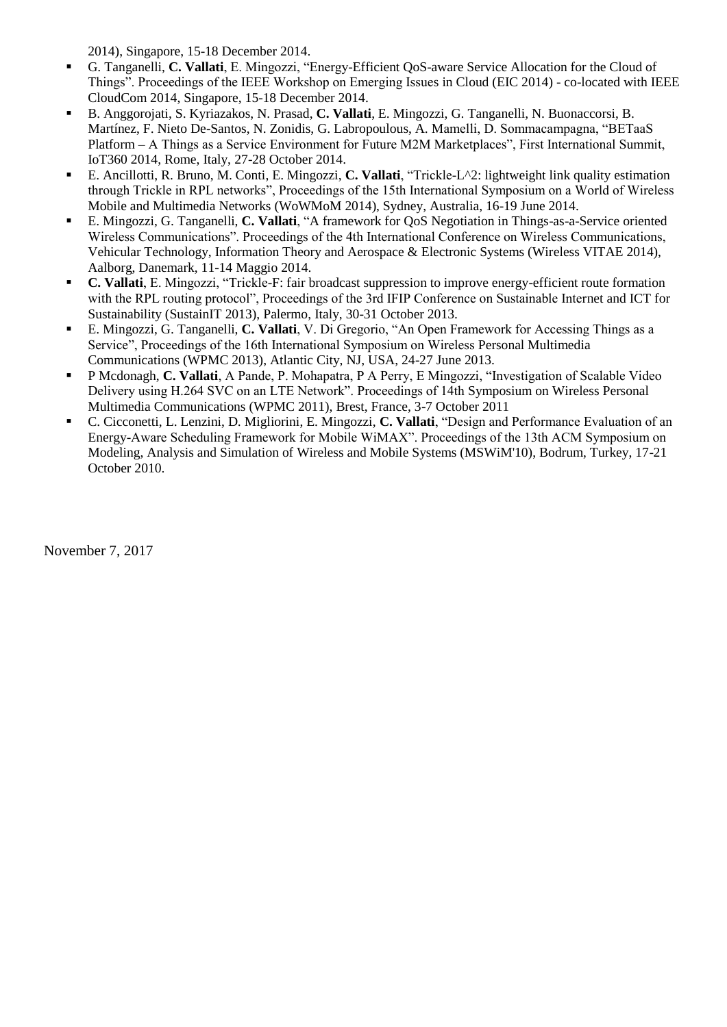2014), Singapore, 15-18 December 2014.

- G. Tanganelli, **C. Vallati**, E. Mingozzi, "Energy-Efficient QoS-aware Service Allocation for the Cloud of Things". Proceedings of the IEEE Workshop on Emerging Issues in Cloud (EIC 2014) - co-located with IEEE CloudCom 2014, Singapore, 15-18 December 2014.
- B. Anggorojati, S. Kyriazakos, N. Prasad, **C. Vallati**, E. Mingozzi, G. Tanganelli, N. Buonaccorsi, B. Martínez, F. Nieto De-Santos, N. Zonidis, G. Labropoulous, A. Mamelli, D. Sommacampagna, "BETaaS Platform – A Things as a Service Environment for Future M2M Marketplaces", First International Summit, IoT360 2014, Rome, Italy, 27-28 October 2014.
- E. Ancillotti, R. Bruno, M. Conti, E. Mingozzi, **C. Vallati**, "Trickle-L^2: lightweight link quality estimation through Trickle in RPL networks", Proceedings of the 15th International Symposium on a World of Wireless Mobile and Multimedia Networks (WoWMoM 2014), Sydney, Australia, 16-19 June 2014.
- E. Mingozzi, G. Tanganelli, **C. Vallati**, "A framework for QoS Negotiation in Things-as-a-Service oriented Wireless Communications". Proceedings of the 4th International Conference on Wireless Communications, Vehicular Technology, Information Theory and Aerospace & Electronic Systems (Wireless VITAE 2014), Aalborg, Danemark, 11-14 Maggio 2014.
- **C. Vallati**, E. Mingozzi, "Trickle-F: fair broadcast suppression to improve energy-efficient route formation with the RPL routing protocol", Proceedings of the 3rd IFIP Conference on Sustainable Internet and ICT for Sustainability (SustainIT 2013), Palermo, Italy, 30-31 October 2013.
- E. Mingozzi, G. Tanganelli, **C. Vallati**, V. Di Gregorio, "An Open Framework for Accessing Things as a Service", Proceedings of the 16th International Symposium on Wireless Personal Multimedia Communications (WPMC 2013), Atlantic City, NJ, USA, 24-27 June 2013.
- P Mcdonagh, **C. Vallati**, A Pande, P. Mohapatra, P A Perry, E Mingozzi, "Investigation of Scalable Video Delivery using H.264 SVC on an LTE Network". Proceedings of 14th Symposium on Wireless Personal Multimedia Communications (WPMC 2011), Brest, France, 3-7 October 2011
- C. Cicconetti, L. Lenzini, D. Migliorini, E. Mingozzi, **C. Vallati**, "Design and Performance Evaluation of an Energy-Aware Scheduling Framework for Mobile WiMAX". Proceedings of the 13th ACM Symposium on Modeling, Analysis and Simulation of Wireless and Mobile Systems (MSWiM'10), Bodrum, Turkey, 17-21 October 2010.

November 7, 2017